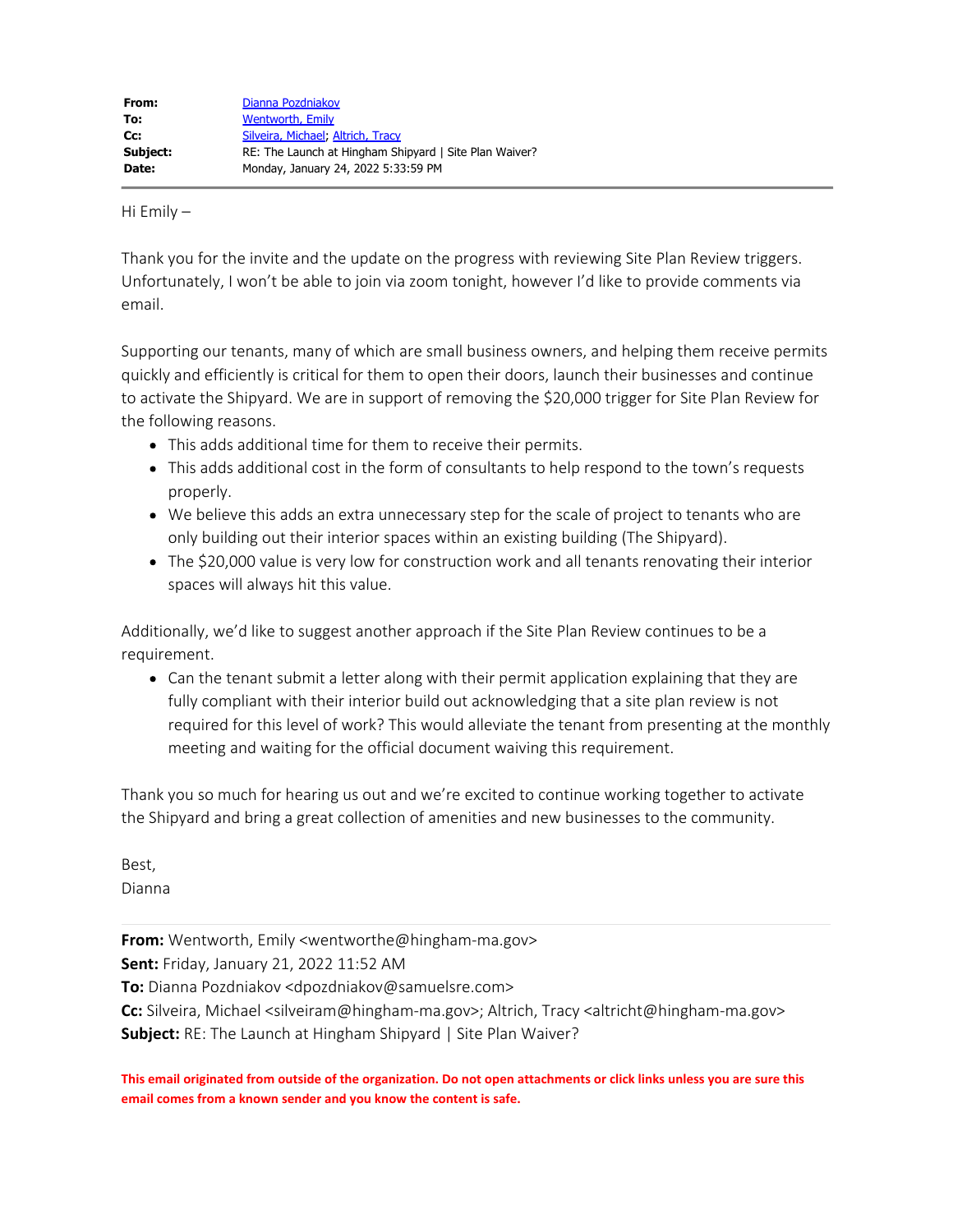| | |
|---|---|
| **From:** | Dianna Pozdniakov |
| **To:** | Wentworth, Emily |
| **Cc:** | Silveira, Michael; Altrich, Tracy |
| **Subject:** | RE: The Launch at Hingham Shipyard \| Site Plan Waiver? |
| **Date:** | Monday, January 24, 2022 5:33:59 PM |

Hi Emily –

Thank you for the invite and the update on the progress with reviewing Site Plan Review triggers. Unfortunately, I won't be able to join via zoom tonight, however I'd like to provide comments via email.

Supporting our tenants, many of which are small business owners, and helping them receive permits quickly and efficiently is critical for them to open their doors, launch their businesses and continue to activate the Shipyard. We are in support of removing the $20,000 trigger for Site Plan Review for the following reasons.

- This adds additional time for them to receive their permits.
- This adds additional cost in the form of consultants to help respond to the town's requests properly.
- We believe this adds an extra unnecessary step for the scale of project to tenants who are only building out their interior spaces within an existing building (The Shipyard).
- The $20,000 value is very low for construction work and all tenants renovating their interior spaces will always hit this value.

Additionally, we'd like to suggest another approach if the Site Plan Review continues to be a requirement.

- Can the tenant submit a letter along with their permit application explaining that they are fully compliant with their interior build out acknowledging that a site plan review is not required for this level of work? This would alleviate the tenant from presenting at the monthly meeting and waiting for the official document waiving this requirement.

Thank you so much for hearing us out and we're excited to continue working together to activate the Shipyard and bring a great collection of amenities and new businesses to the community.

Best,
Dianna

---

**From:** Wentworth, Emily <wentworthe@hingham-ma.gov>
**Sent:** Friday, January 21, 2022 11:52 AM
**To:** Dianna Pozdniakov <dpozdniakov@samuelsre.com>
**Cc:** Silveira, Michael <silveiram@hingham-ma.gov>; Altrich, Tracy <altricht@hingham-ma.gov>
**Subject:** RE: The Launch at Hingham Shipyard | Site Plan Waiver?

**This email originated from outside of the organization. Do not open attachments or click links unless you are sure this email comes from a known sender and you know the content is safe.**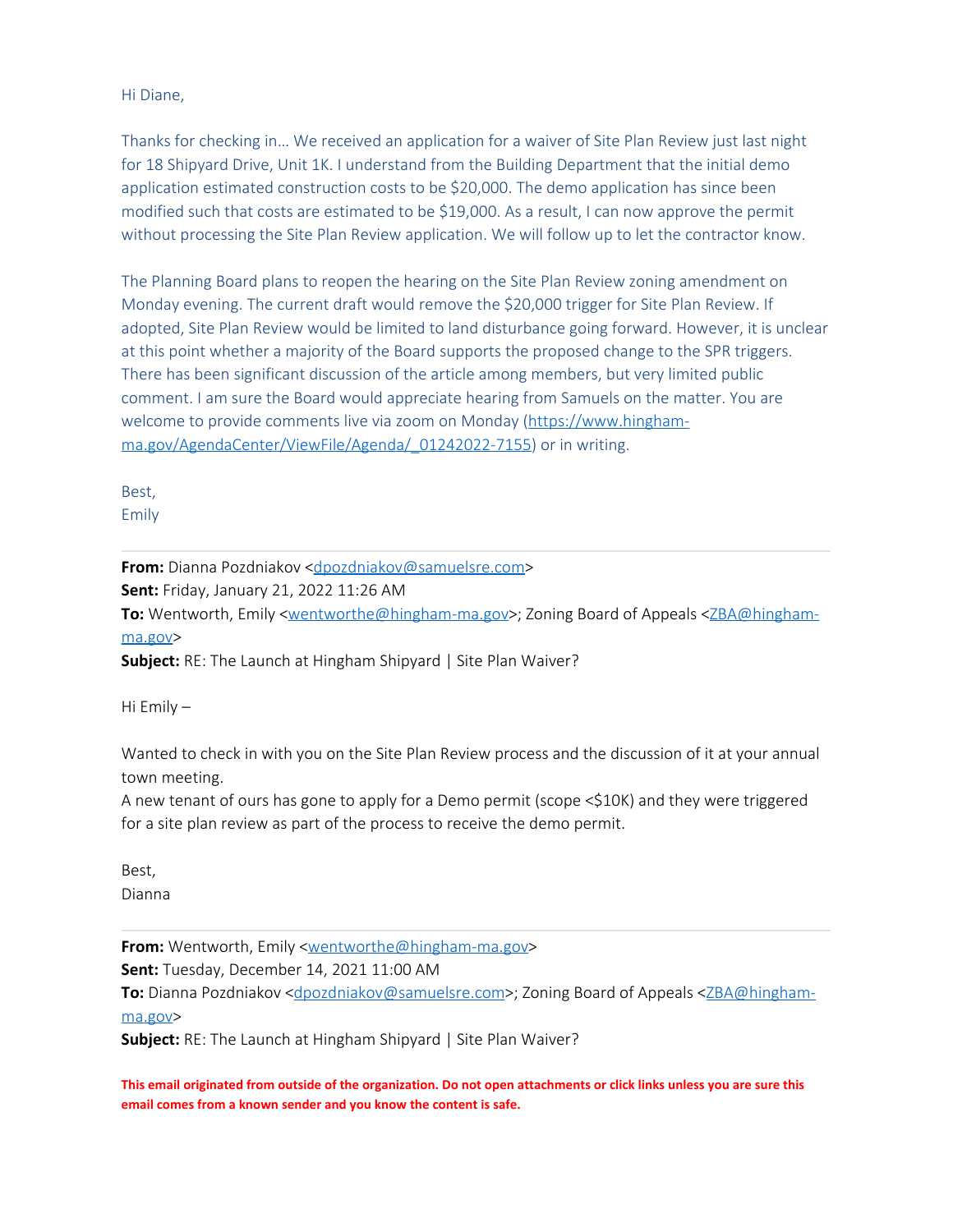Hi Diane,

Thanks for checking in… We received an application for a waiver of Site Plan Review just last night for 18 Shipyard Drive, Unit 1K. I understand from the Building Department that the initial demo application estimated construction costs to be $20,000. The demo application has since been modified such that costs are estimated to be $19,000. As a result, I can now approve the permit without processing the Site Plan Review application. We will follow up to let the contractor know.

The Planning Board plans to reopen the hearing on the Site Plan Review zoning amendment on Monday evening. The current draft would remove the $20,000 trigger for Site Plan Review. If adopted, Site Plan Review would be limited to land disturbance going forward. However, it is unclear at this point whether a majority of the Board supports the proposed change to the SPR triggers. There has been significant discussion of the article among members, but very limited public comment. I am sure the Board would appreciate hearing from Samuels on the matter. You are welcome to provide comments live via zoom on Monday (https://www.hingham-ma.gov/AgendaCenter/ViewFile/Agenda/_01242022-7155) or in writing.

Best,
Emily

---

**From:** Dianna Pozdniakov <dpozdniakov@samuelsre.com>
**Sent:** Friday, January 21, 2022 11:26 AM
**To:** Wentworth, Emily <wentworthe@hingham-ma.gov>; Zoning Board of Appeals <ZBA@hingham-ma.gov>
**Subject:** RE: The Launch at Hingham Shipyard | Site Plan Waiver?

Hi Emily –

Wanted to check in with you on the Site Plan Review process and the discussion of it at your annual town meeting.
A new tenant of ours has gone to apply for a Demo permit (scope <$10K) and they were triggered for a site plan review as part of the process to receive the demo permit.

Best,
Dianna

---

**From:** Wentworth, Emily <wentworthe@hingham-ma.gov>
**Sent:** Tuesday, December 14, 2021 11:00 AM
**To:** Dianna Pozdniakov <dpozdniakov@samuelsre.com>; Zoning Board of Appeals <ZBA@hingham-ma.gov>
**Subject:** RE: The Launch at Hingham Shipyard | Site Plan Waiver?

**This email originated from outside of the organization. Do not open attachments or click links unless you are sure this email comes from a known sender and you know the content is safe.**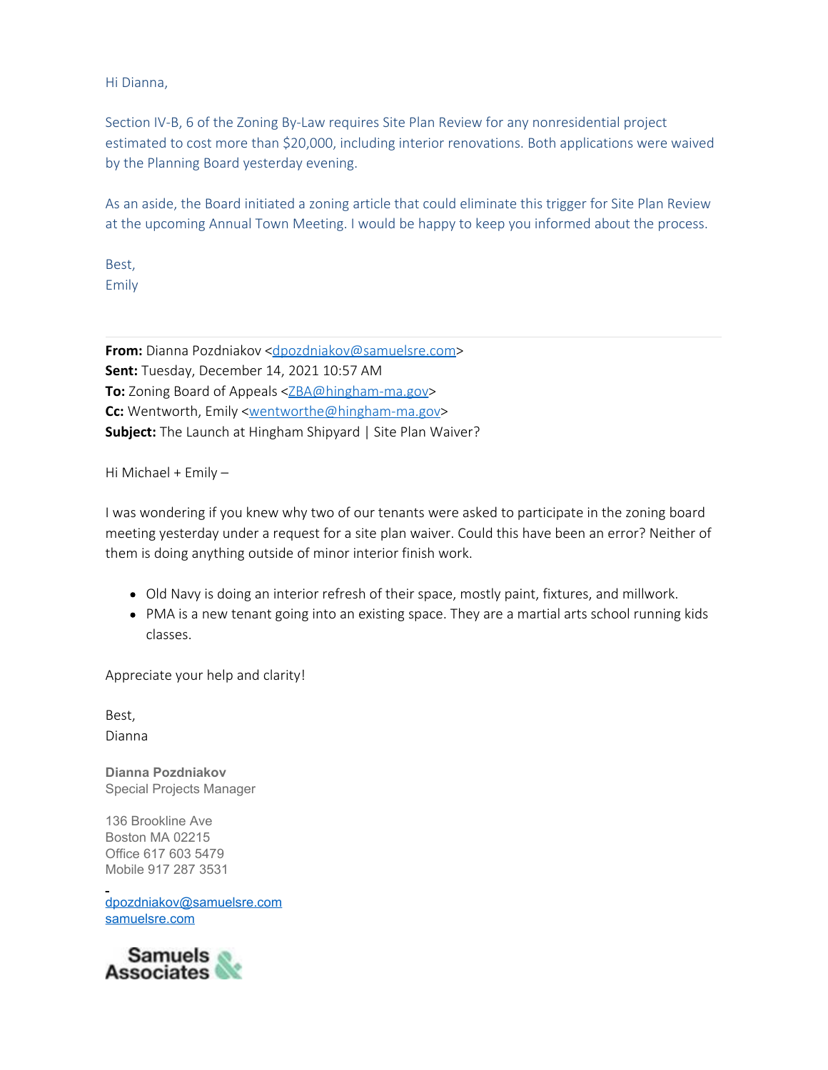Hi Dianna,

Section IV-B, 6 of the Zoning By-Law requires Site Plan Review for any nonresidential project estimated to cost more than $20,000, including interior renovations. Both applications were waived by the Planning Board yesterday evening.

As an aside, the Board initiated a zoning article that could eliminate this trigger for Site Plan Review at the upcoming Annual Town Meeting. I would be happy to keep you informed about the process.

Best,
Emily

---

**From:** Dianna Pozdniakov <dpozdniakov@samuelsre.com>
**Sent:** Tuesday, December 14, 2021 10:57 AM
**To:** Zoning Board of Appeals <ZBA@hingham-ma.gov>
**Cc:** Wentworth, Emily <wentworthe@hingham-ma.gov>
**Subject:** The Launch at Hingham Shipyard | Site Plan Waiver?

Hi Michael + Emily –

I was wondering if you knew why two of our tenants were asked to participate in the zoning board meeting yesterday under a request for a site plan waiver. Could this have been an error? Neither of them is doing anything outside of minor interior finish work.

- Old Navy is doing an interior refresh of their space, mostly paint, fixtures, and millwork.
- PMA is a new tenant going into an existing space. They are a martial arts school running kids classes.

Appreciate your help and clarity!

Best,
Dianna

**Dianna Pozdniakov**
Special Projects Manager

136 Brookline Ave
Boston MA 02215
Office 617 603 5479
Mobile 917 287 3531

dpozdniakov@samuelsre.com
samuelsre.com

Samuels & Associates